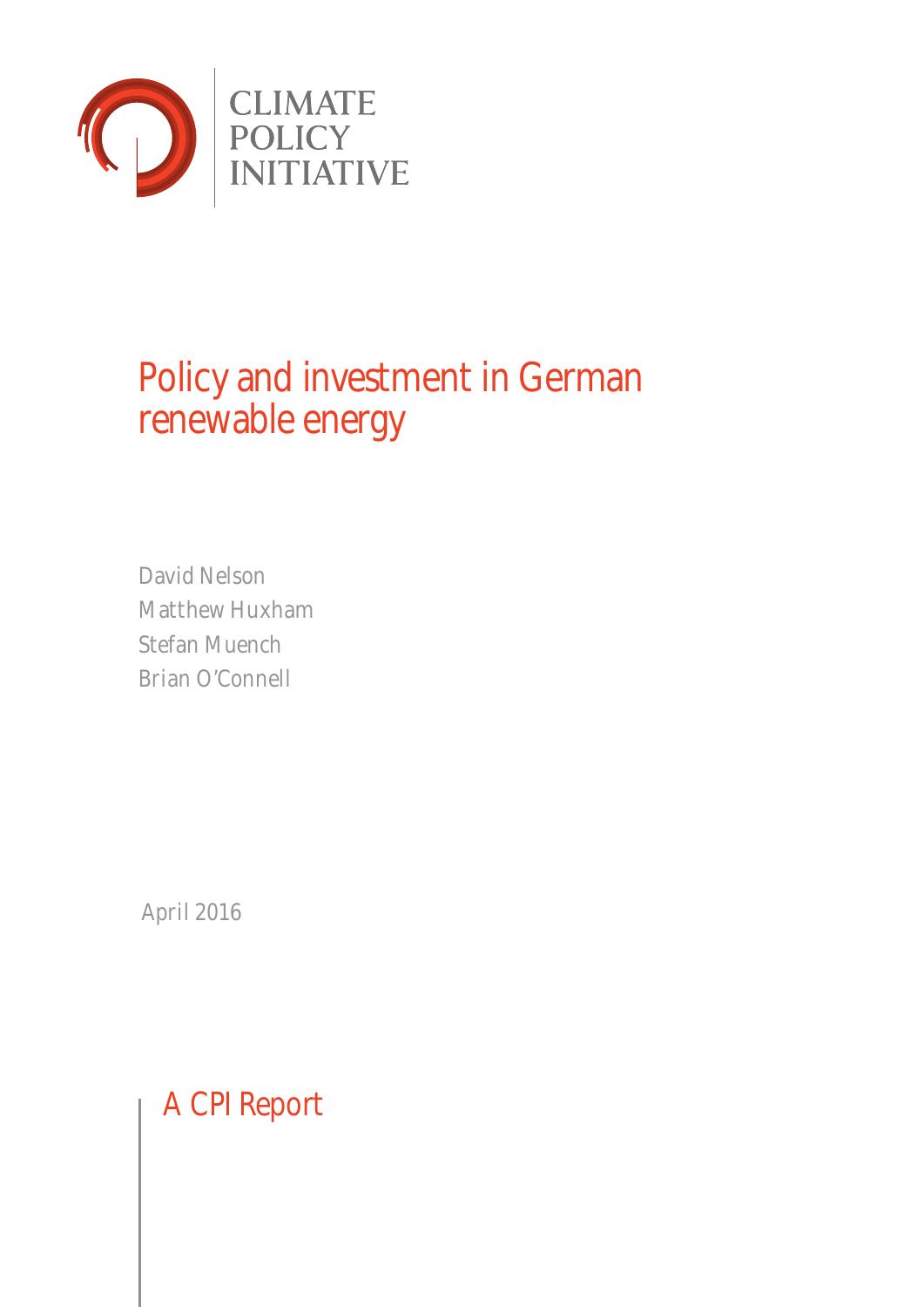CLIMATE
POLICY
INITIATIVE

# Policy and investment in German renewable energy

David Nelson
Matthew Huxham
Stefan Muench
Brian O'Connell

April 2016

A CPI Report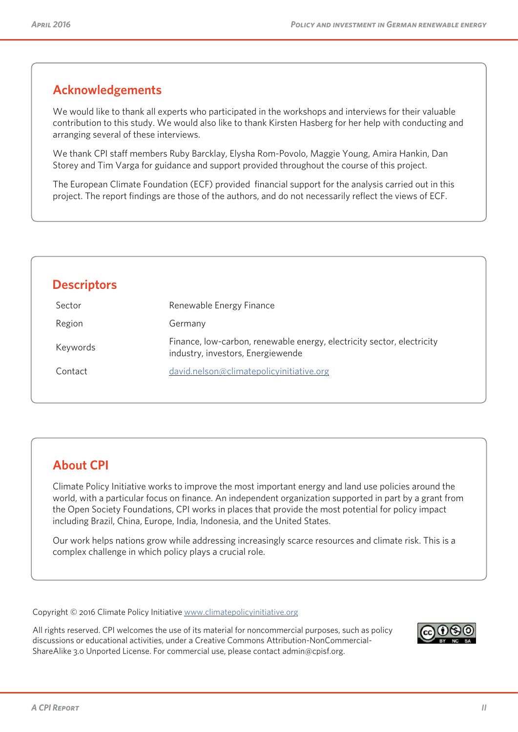## Acknowledgements

We would like to thank all experts who participated in the workshops and interviews for their valuable contribution to this study. We would also like to thank Kirsten Hasberg for her help with conducting and arranging several of these interviews.

We thank CPI staff members Ruby Barcklay, Elysha Rom-Povolo, Maggie Young, Amira Hankin, Dan Storey and Tim Varga for guidance and support provided throughout the course of this project.

The European Climate Foundation (ECF) provided financial support for the analysis carried out in this project. The report findings are those of the authors, and do not necessarily reflect the views of ECF.

## Descriptors

| | |
|---|---|
| Sector | Renewable Energy Finance |
| Region | Germany |
| Keywords | Finance, low-carbon, renewable energy, electricity sector, electricity industry, investors, Energiewende |
| Contact | david.nelson@climatepolicyinitiative.org |

## About CPI

Climate Policy Initiative works to improve the most important energy and land use policies around the world, with a particular focus on finance. An independent organization supported in part by a grant from the Open Society Foundations, CPI works in places that provide the most potential for policy impact including Brazil, China, Europe, India, Indonesia, and the United States.

Our work helps nations grow while addressing increasingly scarce resources and climate risk. This is a complex challenge in which policy plays a crucial role.

Copyright © 2016 Climate Policy Initiative www.climatepolicyinitiative.org

All rights reserved. CPI welcomes the use of its material for noncommercial purposes, such as policy discussions or educational activities, under a Creative Commons Attribution-NonCommercial-ShareAlike 3.0 Unported License. For commercial use, please contact admin@cpisf.org.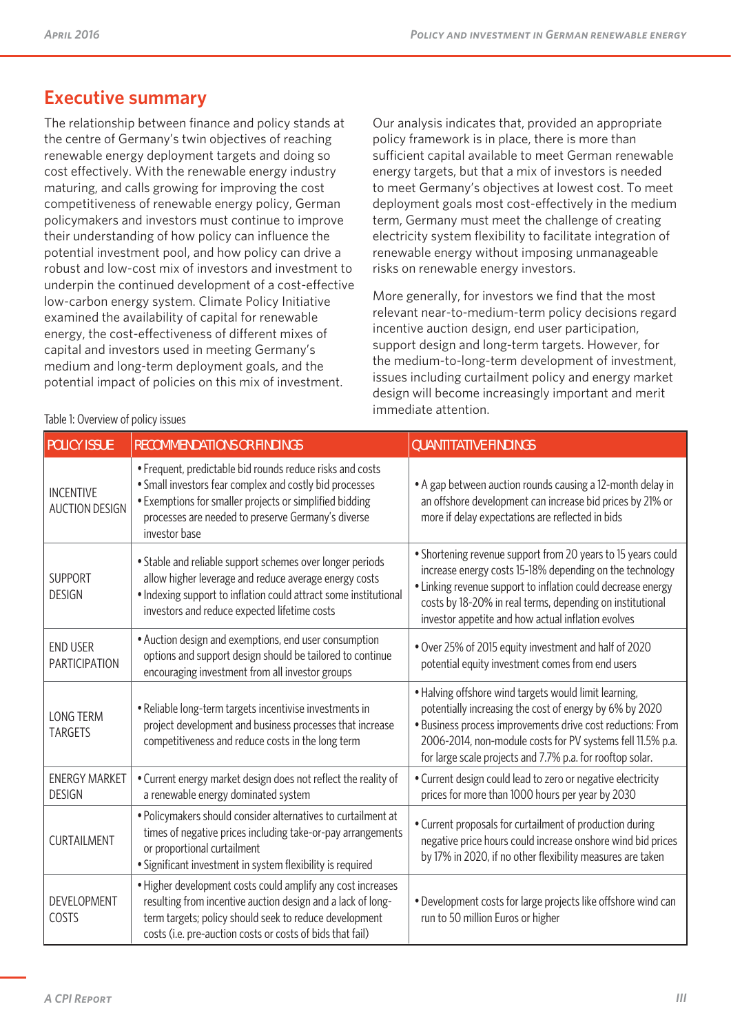## Executive summary

The relationship between finance and policy stands at the centre of Germany's twin objectives of reaching renewable energy deployment targets and doing so cost effectively. With the renewable energy industry maturing, and calls growing for improving the cost competitiveness of renewable energy policy, German policymakers and investors must continue to improve their understanding of how policy can influence the potential investment pool, and how policy can drive a robust and low-cost mix of investors and investment to underpin the continued development of a cost-effective low-carbon energy system. Climate Policy Initiative examined the availability of capital for renewable energy, the cost-effectiveness of different mixes of capital and investors used in meeting Germany's medium and long-term deployment goals, and the potential impact of policies on this mix of investment.

Our analysis indicates that, provided an appropriate policy framework is in place, there is more than sufficient capital available to meet German renewable energy targets, but that a mix of investors is needed to meet Germany's objectives at lowest cost. To meet deployment goals most cost-effectively in the medium term, Germany must meet the challenge of creating electricity system flexibility to facilitate integration of renewable energy without imposing unmanageable risks on renewable energy investors.

More generally, for investors we find that the most relevant near-to-medium-term policy decisions regard incentive auction design, end user participation, support design and long-term targets. However, for the medium-to-long-term development of investment, issues including curtailment policy and energy market design will become increasingly important and merit immediate attention.

Table 1: Overview of policy issues

| POLICY ISSUE | RECOMMENDATIONS OR FINDINGS | QUANTITATIVE FINDINGS |
|---|---|---|
| INCENTIVE AUCTION DESIGN | • Frequent, predictable bid rounds reduce risks and costs<br>• Small investors fear complex and costly bid processes<br>• Exemptions for smaller projects or simplified bidding processes are needed to preserve Germany's diverse investor base | • A gap between auction rounds causing a 12-month delay in an offshore development can increase bid prices by 21% or more if delay expectations are reflected in bids |
| SUPPORT DESIGN | • Stable and reliable support schemes over longer periods allow higher leverage and reduce average energy costs<br>• Indexing support to inflation could attract some institutional investors and reduce expected lifetime costs | • Shortening revenue support from 20 years to 15 years could increase energy costs 15-18% depending on the technology<br>• Linking revenue support to inflation could decrease energy costs by 18-20% in real terms, depending on institutional investor appetite and how actual inflation evolves |
| END USER PARTICIPATION | • Auction design and exemptions, end user consumption options and support design should be tailored to continue encouraging investment from all investor groups | • Over 25% of 2015 equity investment and half of 2020 potential equity investment comes from end users |
| LONG TERM TARGETS | • Reliable long-term targets incentivise investments in project development and business processes that increase competitiveness and reduce costs in the long term | • Halving offshore wind targets would limit learning, potentially increasing the cost of energy by 6% by 2020<br>• Business process improvements drive cost reductions: From 2006-2014, non-module costs for PV systems fell 11.5% p.a. for large scale projects and 7.7% p.a. for rooftop solar. |
| ENERGY MARKET DESIGN | • Current energy market design does not reflect the reality of a renewable energy dominated system | • Current design could lead to zero or negative electricity prices for more than 1000 hours per year by 2030 |
| CURTAILMENT | • Policymakers should consider alternatives to curtailment at times of negative prices including take-or-pay arrangements or proportional curtailment<br>• Significant investment in system flexibility is required | • Current proposals for curtailment of production during negative price hours could increase onshore wind bid prices by 17% in 2020, if no other flexibility measures are taken |
| DEVELOPMENT COSTS | • Higher development costs could amplify any cost increases resulting from incentive auction design and a lack of long-term targets; policy should seek to reduce development costs (i.e. pre-auction costs or costs of bids that fail) | • Development costs for large projects like offshore wind can run to 50 million Euros or higher |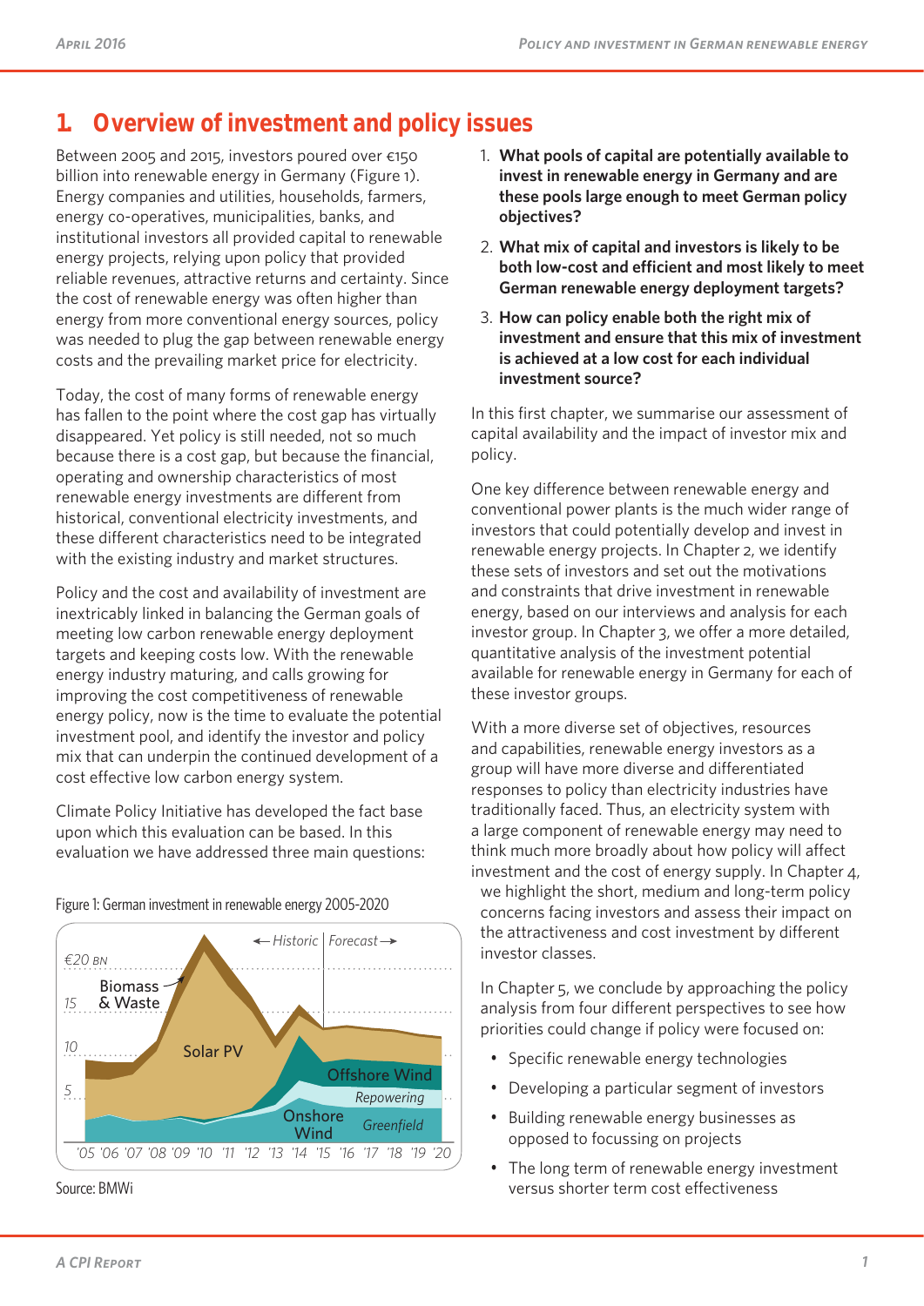# 1. Overview of investment and policy issues

Between 2005 and 2015, investors poured over €150 billion into renewable energy in Germany (Figure 1). Energy companies and utilities, households, farmers, energy co-operatives, municipalities, banks, and institutional investors all provided capital to renewable energy projects, relying upon policy that provided reliable revenues, attractive returns and certainty. Since the cost of renewable energy was often higher than energy from more conventional energy sources, policy was needed to plug the gap between renewable energy costs and the prevailing market price for electricity.

Today, the cost of many forms of renewable energy has fallen to the point where the cost gap has virtually disappeared. Yet policy is still needed, not so much because there is a cost gap, but because the financial, operating and ownership characteristics of most renewable energy investments are different from historical, conventional electricity investments, and these different characteristics need to be integrated with the existing industry and market structures.

Policy and the cost and availability of investment are inextricably linked in balancing the German goals of meeting low carbon renewable energy deployment targets and keeping costs low. With the renewable energy industry maturing, and calls growing for improving the cost competitiveness of renewable energy policy, now is the time to evaluate the potential investment pool, and identify the investor and policy mix that can underpin the continued development of a cost effective low carbon energy system.

Climate Policy Initiative has developed the fact base upon which this evaluation can be based. In this evaluation we have addressed three main questions:

Figure 1: German investment in renewable energy 2005-2020

Source: BMWi

1. **What pools of capital are potentially available to invest in renewable energy in Germany and are these pools large enough to meet German policy objectives?**
2. **What mix of capital and investors is likely to be both low-cost and efficient and most likely to meet German renewable energy deployment targets?**
3. **How can policy enable both the right mix of investment and ensure that this mix of investment is achieved at a low cost for each individual investment source?**

In this first chapter, we summarise our assessment of capital availability and the impact of investor mix and policy.

One key difference between renewable energy and conventional power plants is the much wider range of investors that could potentially develop and invest in renewable energy projects. In Chapter 2, we identify these sets of investors and set out the motivations and constraints that drive investment in renewable energy, based on our interviews and analysis for each investor group. In Chapter 3, we offer a more detailed, quantitative analysis of the investment potential available for renewable energy in Germany for each of these investor groups.

With a more diverse set of objectives, resources and capabilities, renewable energy investors as a group will have more diverse and differentiated responses to policy than electricity industries have traditionally faced. Thus, an electricity system with a large component of renewable energy may need to think much more broadly about how policy will affect investment and the cost of energy supply. In Chapter 4, we highlight the short, medium and long-term policy concerns facing investors and assess their impact on the attractiveness and cost investment by different investor classes.

In Chapter 5, we conclude by approaching the policy analysis from four different perspectives to see how priorities could change if policy were focused on:

- Specific renewable energy technologies
- Developing a particular segment of investors
- Building renewable energy businesses as opposed to focussing on projects
- The long term of renewable energy investment versus shorter term cost effectiveness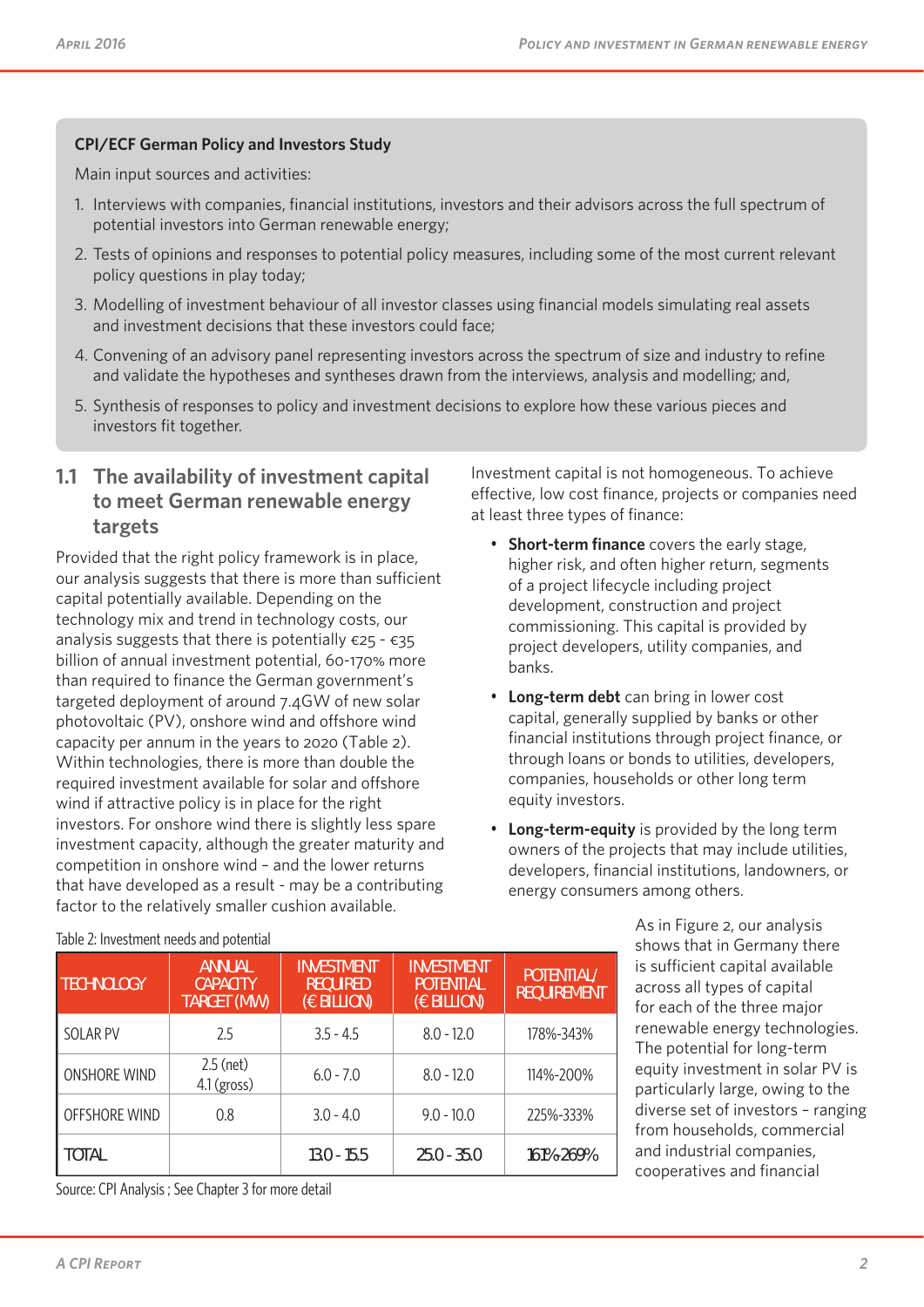**CPI/ECF German Policy and Investors Study**

Main input sources and activities:

1. Interviews with companies, financial institutions, investors and their advisors across the full spectrum of potential investors into German renewable energy;
2. Tests of opinions and responses to potential policy measures, including some of the most current relevant policy questions in play today;
3. Modelling of investment behaviour of all investor classes using financial models simulating real assets and investment decisions that these investors could face;
4. Convening of an advisory panel representing investors across the spectrum of size and industry to refine and validate the hypotheses and syntheses drawn from the interviews, analysis and modelling; and,
5. Synthesis of responses to policy and investment decisions to explore how these various pieces and investors fit together.

## 1.1 The availability of investment capital to meet German renewable energy targets

Provided that the right policy framework is in place, our analysis suggests that there is more than sufficient capital potentially available. Depending on the technology mix and trend in technology costs, our analysis suggests that there is potentially €25 - €35 billion of annual investment potential, 60-170% more than required to finance the German government's targeted deployment of around 7.4GW of new solar photovoltaic (PV), onshore wind and offshore wind capacity per annum in the years to 2020 (Table 2). Within technologies, there is more than double the required investment available for solar and offshore wind if attractive policy is in place for the right investors. For onshore wind there is slightly less spare investment capacity, although the greater maturity and competition in onshore wind – and the lower returns that have developed as a result - may be a contributing factor to the relatively smaller cushion available.

Investment capital is not homogeneous. To achieve effective, low cost finance, projects or companies need at least three types of finance:

- **Short-term finance** covers the early stage, higher risk, and often higher return, segments of a project lifecycle including project development, construction and project commissioning. This capital is provided by project developers, utility companies, and banks.
- **Long-term debt** can bring in lower cost capital, generally supplied by banks or other financial institutions through project finance, or through loans or bonds to utilities, developers, companies, households or other long term equity investors.
- **Long-term-equity** is provided by the long term owners of the projects that may include utilities, developers, financial institutions, landowners, or energy consumers among others.

Table 2: Investment needs and potential

| TECHNOLOGY | ANNUAL CAPACITY TARGET (MW) | INVESTMENT REQUIRED (€ BILLION) | INVESTMENT POTENTIAL (€ BILLION) | POTENTIAL/ REQUIREMENT |
|---|---|---|---|---|
| SOLAR PV | 2.5 | 3.5 - 4.5 | 8.0 - 12.0 | 178%-343% |
| ONSHORE WIND | 2.5 (net) 4.1 (gross) | 6.0 - 7.0 | 8.0 - 12.0 | 114%-200% |
| OFFSHORE WIND | 0.8 | 3.0 - 4.0 | 9.0 - 10.0 | 225%-333% |
| TOTAL | | 13.0 - 15.5 | 25.0 - 35.0 | 161%-269% |

Source: CPI Analysis ; See Chapter 3 for more detail

As in Figure 2, our analysis shows that in Germany there is sufficient capital available across all types of capital for each of the three major renewable energy technologies. The potential for long-term equity investment in solar PV is particularly large, owing to the diverse set of investors – ranging from households, commercial and industrial companies, cooperatives and financial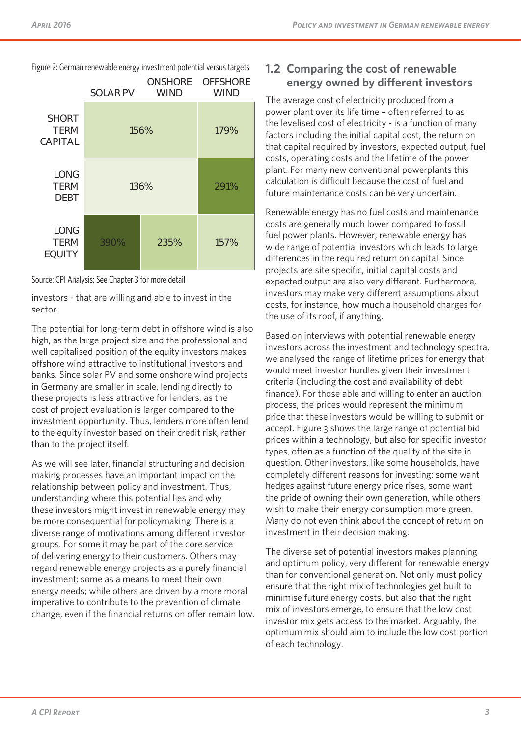Figure 2: German renewable energy investment potential versus targets

| | SOLAR PV | ONSHORE WIND | OFFSHORE WIND |
|---|---|---|---|
| SHORT TERM CAPITAL | 156% | | 179% |
| LONG TERM DEBT | 136% | | 291% |
| LONG TERM EQUITY | 390% | 235% | 157% |

Source: CPI Analysis; See Chapter 3 for more detail

investors - that are willing and able to invest in the sector.

The potential for long-term debt in offshore wind is also high, as the large project size and the professional and well capitalised position of the equity investors makes offshore wind attractive to institutional investors and banks. Since solar PV and some onshore wind projects in Germany are smaller in scale, lending directly to these projects is less attractive for lenders, as the cost of project evaluation is larger compared to the investment opportunity. Thus, lenders more often lend to the equity investor based on their credit risk, rather than to the project itself.

As we will see later, financial structuring and decision making processes have an important impact on the relationship between policy and investment. Thus, understanding where this potential lies and why these investors might invest in renewable energy may be more consequential for policymaking. There is a diverse range of motivations among different investor groups. For some it may be part of the core service of delivering energy to their customers. Others may regard renewable energy projects as a purely financial investment; some as a means to meet their own energy needs; while others are driven by a more moral imperative to contribute to the prevention of climate change, even if the financial returns on offer remain low.

## 1.2 Comparing the cost of renewable energy owned by different investors

The average cost of electricity produced from a power plant over its life time – often referred to as the levelised cost of electricity - is a function of many factors including the initial capital cost, the return on that capital required by investors, expected output, fuel costs, operating costs and the lifetime of the power plant. For many new conventional powerplants this calculation is difficult because the cost of fuel and future maintenance costs can be very uncertain.

Renewable energy has no fuel costs and maintenance costs are generally much lower compared to fossil fuel power plants. However, renewable energy has wide range of potential investors which leads to large differences in the required return on capital. Since projects are site specific, initial capital costs and expected output are also very different. Furthermore, investors may make very different assumptions about costs, for instance, how much a household charges for the use of its roof, if anything.

Based on interviews with potential renewable energy investors across the investment and technology spectra, we analysed the range of lifetime prices for energy that would meet investor hurdles given their investment criteria (including the cost and availability of debt finance). For those able and willing to enter an auction process, the prices would represent the minimum price that these investors would be willing to submit or accept. Figure 3 shows the large range of potential bid prices within a technology, but also for specific investor types, often as a function of the quality of the site in question. Other investors, like some households, have completely different reasons for investing: some want hedges against future energy price rises, some want the pride of owning their own generation, while others wish to make their energy consumption more green. Many do not even think about the concept of return on investment in their decision making.

The diverse set of potential investors makes planning and optimum policy, very different for renewable energy than for conventional generation. Not only must policy ensure that the right mix of technologies get built to minimise future energy costs, but also that the right mix of investors emerge, to ensure that the low cost investor mix gets access to the market. Arguably, the optimum mix should aim to include the low cost portion of each technology.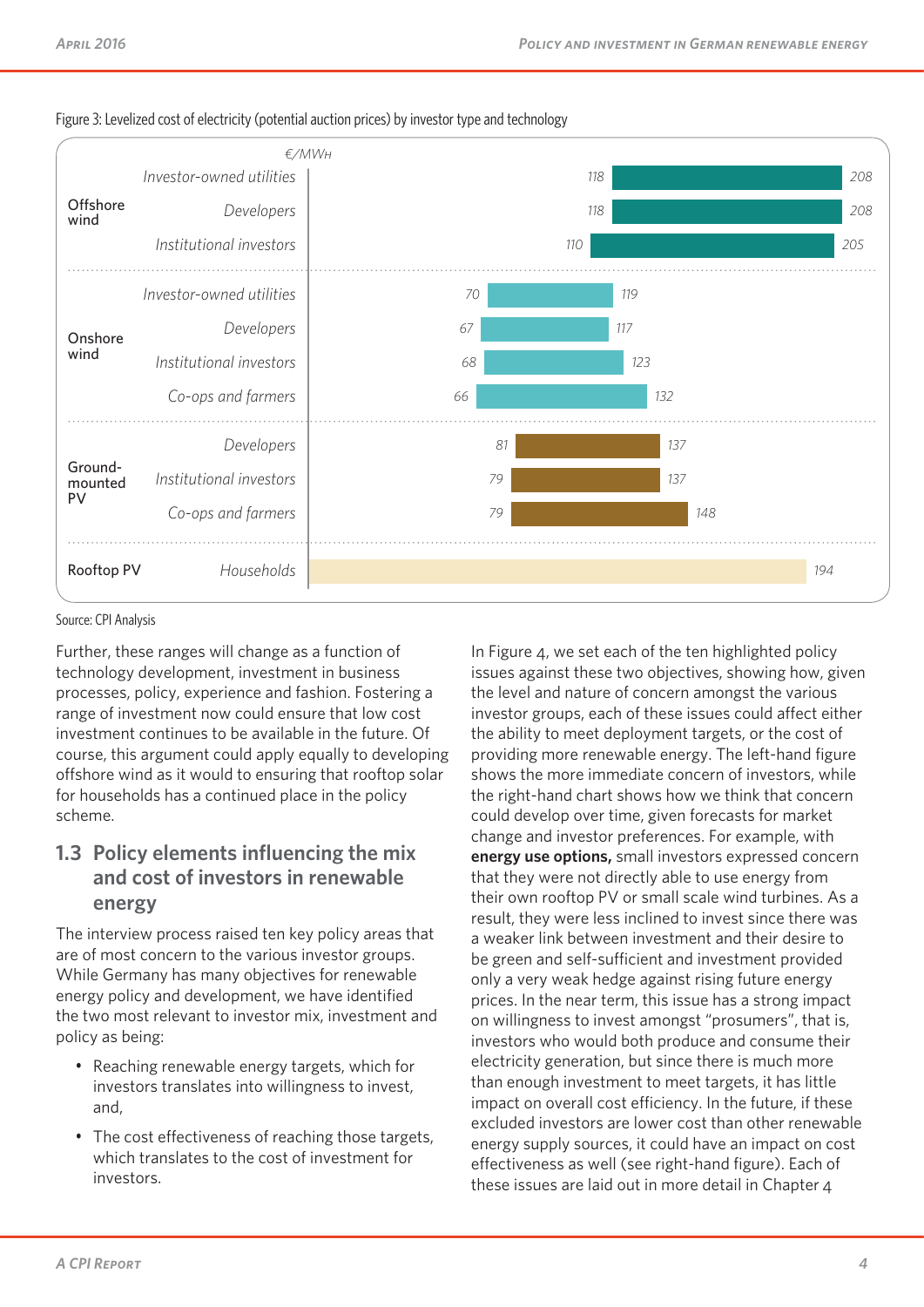Figure 3: Levelized cost of electricity (potential auction prices) by investor type and technology

| Technology | Investor type | Low (€/MWh) | High (€/MWh) |
|---|---|---|---|
| Offshore wind | Investor-owned utilities | 118 | 208 |
| | Developers | 118 | 208 |
| | Institutional investors | 110 | 205 |
| Onshore wind | Investor-owned utilities | 70 | 119 |
| | Developers | 67 | 117 |
| | Institutional investors | 68 | 123 |
| | Co-ops and farmers | 66 | 132 |
| Ground-mounted PV | Developers | 81 | 137 |
| | Institutional investors | 79 | 137 |
| | Co-ops and farmers | 79 | 148 |
| Rooftop PV | Households | | 194 |

Source: CPI Analysis

Further, these ranges will change as a function of technology development, investment in business processes, policy, experience and fashion. Fostering a range of investment now could ensure that low cost investment continues to be available in the future. Of course, this argument could apply equally to developing offshore wind as it would to ensuring that rooftop solar for households has a continued place in the policy scheme.

## 1.3 Policy elements influencing the mix and cost of investors in renewable energy

The interview process raised ten key policy areas that are of most concern to the various investor groups. While Germany has many objectives for renewable energy policy and development, we have identified the two most relevant to investor mix, investment and policy as being:

- Reaching renewable energy targets, which for investors translates into willingness to invest, and,
- The cost effectiveness of reaching those targets, which translates to the cost of investment for investors.

In Figure 4, we set each of the ten highlighted policy issues against these two objectives, showing how, given the level and nature of concern amongst the various investor groups, each of these issues could affect either the ability to meet deployment targets, or the cost of providing more renewable energy. The left-hand figure shows the more immediate concern of investors, while the right-hand chart shows how we think that concern could develop over time, given forecasts for market change and investor preferences. For example, with **energy use options,** small investors expressed concern that they were not directly able to use energy from their own rooftop PV or small scale wind turbines. As a result, they were less inclined to invest since there was a weaker link between investment and their desire to be green and self-sufficient and investment provided only a very weak hedge against rising future energy prices. In the near term, this issue has a strong impact on willingness to invest amongst "prosumers", that is, investors who would both produce and consume their electricity generation, but since there is much more than enough investment to meet targets, it has little impact on overall cost efficiency. In the future, if these excluded investors are lower cost than other renewable energy supply sources, it could have an impact on cost effectiveness as well (see right-hand figure). Each of these issues are laid out in more detail in Chapter 4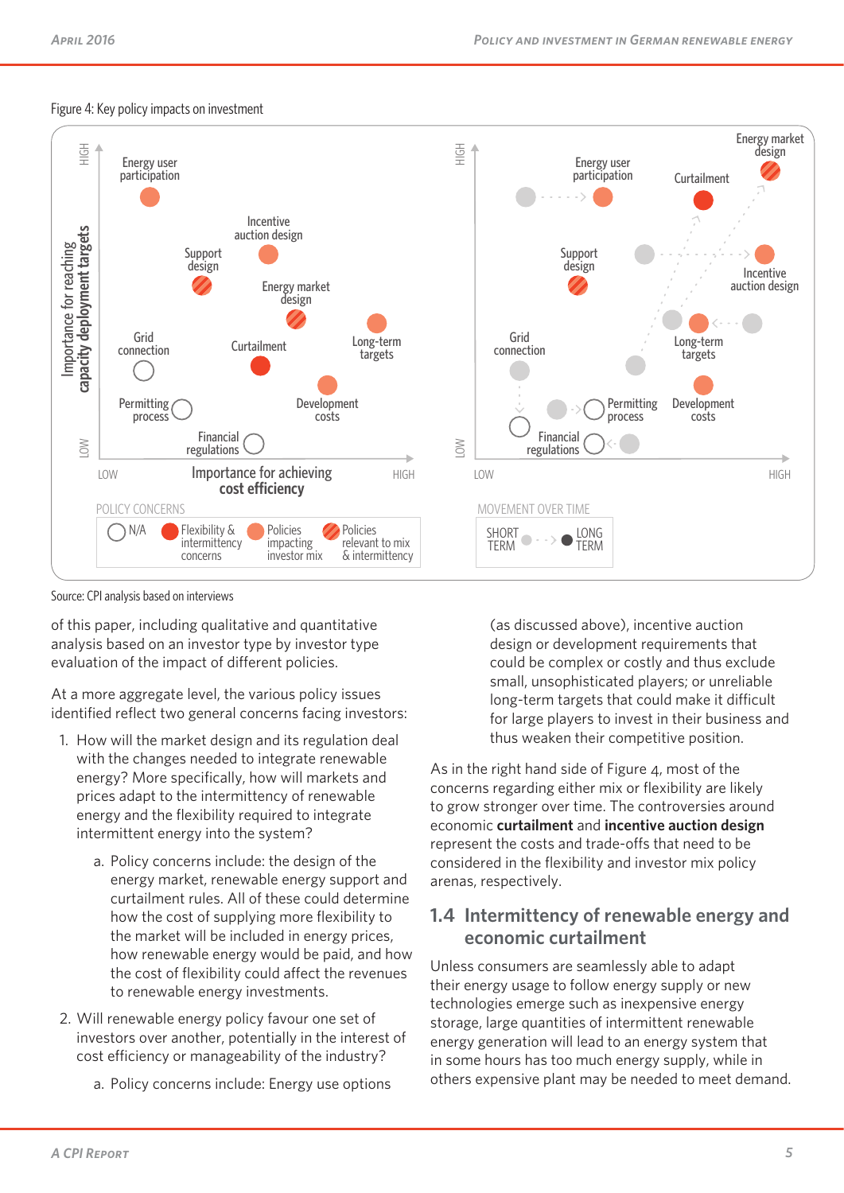Figure 4: Key policy impacts on investment

Source: CPI analysis based on interviews

of this paper, including qualitative and quantitative analysis based on an investor type by investor type evaluation of the impact of different policies.

At a more aggregate level, the various policy issues identified reflect two general concerns facing investors:

1. How will the market design and its regulation deal with the changes needed to integrate renewable energy? More specifically, how will markets and prices adapt to the intermittency of renewable energy and the flexibility required to integrate intermittent energy into the system?

   a. Policy concerns include: the design of the energy market, renewable energy support and curtailment rules. All of these could determine how the cost of supplying more flexibility to the market will be included in energy prices, how renewable energy would be paid, and how the cost of flexibility could affect the revenues to renewable energy investments.

2. Will renewable energy policy favour one set of investors over another, potentially in the interest of cost efficiency or manageability of the industry?

   a. Policy concerns include: Energy use options (as discussed above), incentive auction design or development requirements that could be complex or costly and thus exclude small, unsophisticated players; or unreliable long-term targets that could make it difficult for large players to invest in their business and thus weaken their competitive position.

As in the right hand side of Figure 4, most of the concerns regarding either mix or flexibility are likely to grow stronger over time. The controversies around economic **curtailment** and **incentive auction design** represent the costs and trade-offs that need to be considered in the flexibility and investor mix policy arenas, respectively.

## 1.4 Intermittency of renewable energy and economic curtailment

Unless consumers are seamlessly able to adapt their energy usage to follow energy supply or new technologies emerge such as inexpensive energy storage, large quantities of intermittent renewable energy generation will lead to an energy system that in some hours has too much energy supply, while in others expensive plant may be needed to meet demand.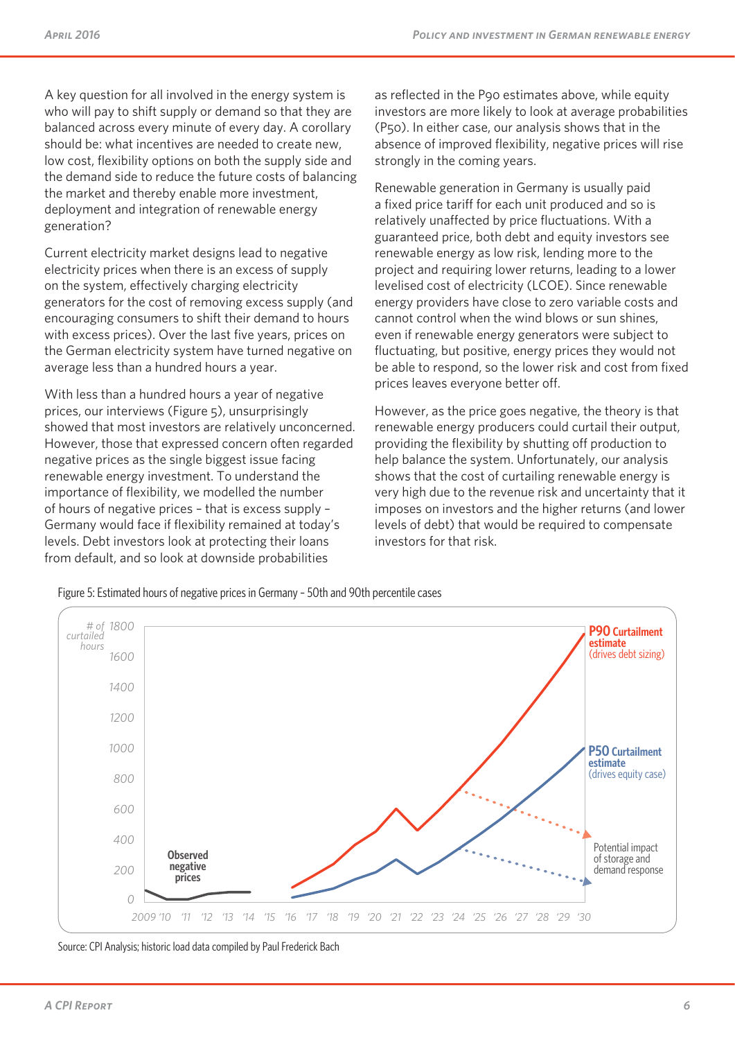A key question for all involved in the energy system is who will pay to shift supply or demand so that they are balanced across every minute of every day. A corollary should be: what incentives are needed to create new, low cost, flexibility options on both the supply side and the demand side to reduce the future costs of balancing the market and thereby enable more investment, deployment and integration of renewable energy generation?

Current electricity market designs lead to negative electricity prices when there is an excess of supply on the system, effectively charging electricity generators for the cost of removing excess supply (and encouraging consumers to shift their demand to hours with excess prices). Over the last five years, prices on the German electricity system have turned negative on average less than a hundred hours a year.

With less than a hundred hours a year of negative prices, our interviews (Figure 5), unsurprisingly showed that most investors are relatively unconcerned. However, those that expressed concern often regarded negative prices as the single biggest issue facing renewable energy investment. To understand the importance of flexibility, we modelled the number of hours of negative prices – that is excess supply – Germany would face if flexibility remained at today's levels. Debt investors look at protecting their loans from default, and so look at downside probabilities as reflected in the P90 estimates above, while equity investors are more likely to look at average probabilities (P50). In either case, our analysis shows that in the absence of improved flexibility, negative prices will rise strongly in the coming years.

Renewable generation in Germany is usually paid a fixed price tariff for each unit produced and so is relatively unaffected by price fluctuations. With a guaranteed price, both debt and equity investors see renewable energy as low risk, lending more to the project and requiring lower returns, leading to a lower levelised cost of electricity (LCOE). Since renewable energy providers have close to zero variable costs and cannot control when the wind blows or sun shines, even if renewable energy generators were subject to fluctuating, but positive, energy prices they would not be able to respond, so the lower risk and cost from fixed prices leaves everyone better off.

However, as the price goes negative, the theory is that renewable energy producers could curtail their output, providing the flexibility by shutting off production to help balance the system. Unfortunately, our analysis shows that the cost of curtailing renewable energy is very high due to the revenue risk and uncertainty that it imposes on investors and the higher returns (and lower levels of debt) that would be required to compensate investors for that risk.

Figure 5: Estimated hours of negative prices in Germany – 50th and 90th percentile cases

Source: CPI Analysis; historic load data compiled by Paul Frederick Bach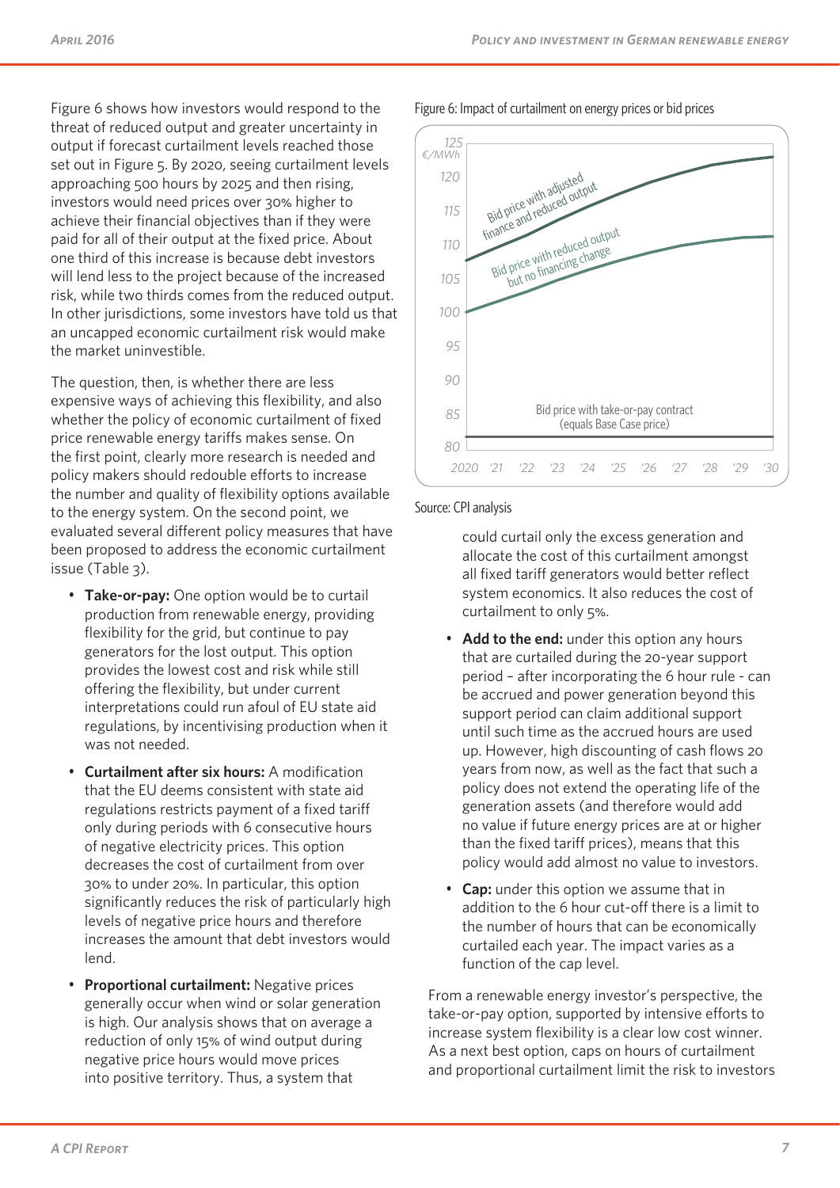Figure 6 shows how investors would respond to the threat of reduced output and greater uncertainty in output if forecast curtailment levels reached those set out in Figure 5. By 2020, seeing curtailment levels approaching 500 hours by 2025 and then rising, investors would need prices over 30% higher to achieve their financial objectives than if they were paid for all of their output at the fixed price. About one third of this increase is because debt investors will lend less to the project because of the increased risk, while two thirds comes from the reduced output. In other jurisdictions, some investors have told us that an uncapped economic curtailment risk would make the market uninvestible.

The question, then, is whether there are less expensive ways of achieving this flexibility, and also whether the policy of economic curtailment of fixed price renewable energy tariffs makes sense. On the first point, clearly more research is needed and policy makers should redouble efforts to increase the number and quality of flexibility options available to the energy system. On the second point, we evaluated several different policy measures that have been proposed to address the economic curtailment issue (Table 3).

- **Take-or-pay:** One option would be to curtail production from renewable energy, providing flexibility for the grid, but continue to pay generators for the lost output. This option provides the lowest cost and risk while still offering the flexibility, but under current interpretations could run afoul of EU state aid regulations, by incentivising production when it was not needed.
- **Curtailment after six hours:** A modification that the EU deems consistent with state aid regulations restricts payment of a fixed tariff only during periods with 6 consecutive hours of negative electricity prices. This option decreases the cost of curtailment from over 30% to under 20%. In particular, this option significantly reduces the risk of particularly high levels of negative price hours and therefore increases the amount that debt investors would lend.
- **Proportional curtailment:** Negative prices generally occur when wind or solar generation is high. Our analysis shows that on average a reduction of only 15% of wind output during negative price hours would move prices into positive territory. Thus, a system that could curtail only the excess generation and allocate the cost of this curtailment amongst all fixed tariff generators would better reflect system economics. It also reduces the cost of curtailment to only 5%.
- **Add to the end:** under this option any hours that are curtailed during the 20-year support period – after incorporating the 6 hour rule - can be accrued and power generation beyond this support period can claim additional support until such time as the accrued hours are used up. However, high discounting of cash flows 20 years from now, as well as the fact that such a policy does not extend the operating life of the generation assets (and therefore would add no value if future energy prices are at or higher than the fixed tariff prices), means that this policy would add almost no value to investors.
- **Cap:** under this option we assume that in addition to the 6 hour cut-off there is a limit to the number of hours that can be economically curtailed each year. The impact varies as a function of the cap level.

Figure 6: Impact of curtailment on energy prices or bid prices

Source: CPI analysis

From a renewable energy investor's perspective, the take-or-pay option, supported by intensive efforts to increase system flexibility is a clear low cost winner. As a next best option, caps on hours of curtailment and proportional curtailment limit the risk to investors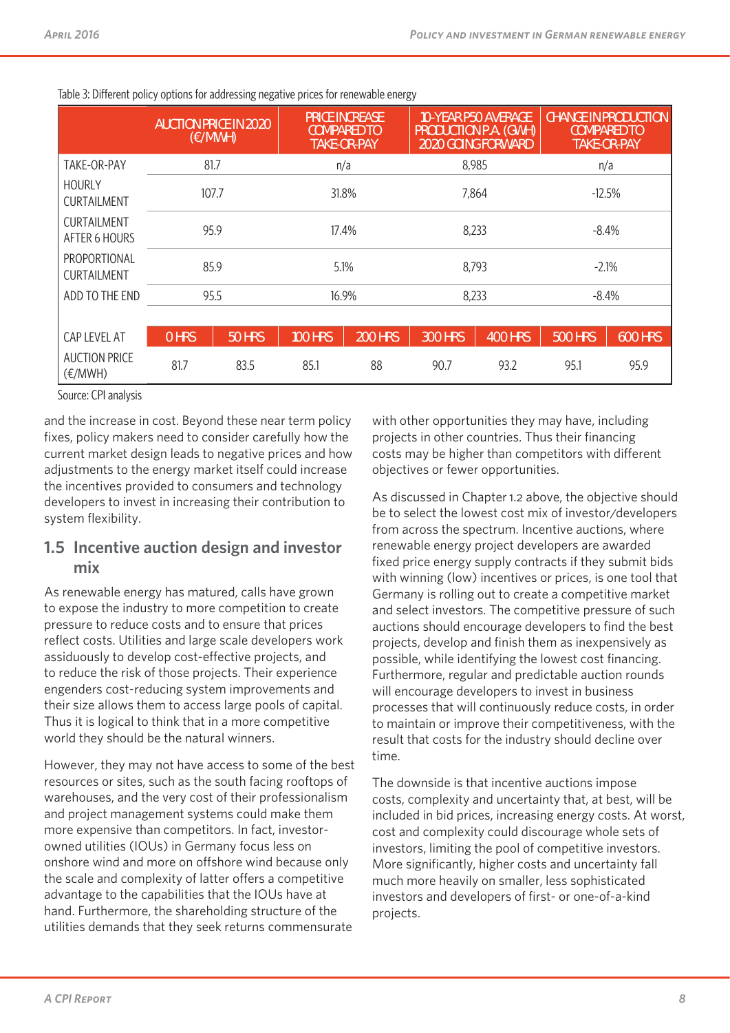Table 3: Different policy options for addressing negative prices for renewable energy

| | AUCTION PRICE IN 2020 (€/MWH) | PRICE INCREASE COMPARED TO TAKE-OR-PAY | 10-YEAR P50 AVERAGE PRODUCTION P.A. (GWH) 2020 GOING FORWARD | CHANGE IN PRODUCTION COMPARED TO TAKE-OR-PAY |
|---|---|---|---|---|
| TAKE-OR-PAY | 81.7 | n/a | 8,985 | n/a |
| HOURLY CURTAILMENT | 107.7 | 31.8% | 7,864 | -12.5% |
| CURTAILMENT AFTER 6 HOURS | 95.9 | 17.4% | 8,233 | -8.4% |
| PROPORTIONAL CURTAILMENT | 85.9 | 5.1% | 8,793 | -2.1% |
| ADD TO THE END | 95.5 | 16.9% | 8,233 | -8.4% |

| CAP LEVEL AT | 0 HRS | 50 HRS | 100 HRS | 200 HRS | 300 HRS | 400 HRS | 500 HRS | 600 HRS |
|---|---|---|---|---|---|---|---|---|
| AUCTION PRICE (€/MWH) | 81.7 | 83.5 | 85.1 | 88 | 90.7 | 93.2 | 95.1 | 95.9 |

Source: CPI analysis

and the increase in cost. Beyond these near term policy fixes, policy makers need to consider carefully how the current market design leads to negative prices and how adjustments to the energy market itself could increase the incentives provided to consumers and technology developers to invest in increasing their contribution to system flexibility.

## 1.5 Incentive auction design and investor mix

As renewable energy has matured, calls have grown to expose the industry to more competition to create pressure to reduce costs and to ensure that prices reflect costs. Utilities and large scale developers work assiduously to develop cost-effective projects, and to reduce the risk of those projects. Their experience engenders cost-reducing system improvements and their size allows them to access large pools of capital. Thus it is logical to think that in a more competitive world they should be the natural winners.

However, they may not have access to some of the best resources or sites, such as the south facing rooftops of warehouses, and the very cost of their professionalism and project management systems could make them more expensive than competitors. In fact, investor-owned utilities (IOUs) in Germany focus less on onshore wind and more on offshore wind because only the scale and complexity of latter offers a competitive advantage to the capabilities that the IOUs have at hand. Furthermore, the shareholding structure of the utilities demands that they seek returns commensurate with other opportunities they may have, including projects in other countries. Thus their financing costs may be higher than competitors with different objectives or fewer opportunities.

As discussed in Chapter 1.2 above, the objective should be to select the lowest cost mix of investor/developers from across the spectrum. Incentive auctions, where renewable energy project developers are awarded fixed price energy supply contracts if they submit bids with winning (low) incentives or prices, is one tool that Germany is rolling out to create a competitive market and select investors. The competitive pressure of such auctions should encourage developers to find the best projects, develop and finish them as inexpensively as possible, while identifying the lowest cost financing. Furthermore, regular and predictable auction rounds will encourage developers to invest in business processes that will continuously reduce costs, in order to maintain or improve their competitiveness, with the result that costs for the industry should decline over time.

The downside is that incentive auctions impose costs, complexity and uncertainty that, at best, will be included in bid prices, increasing energy costs. At worst, cost and complexity could discourage whole sets of investors, limiting the pool of competitive investors. More significantly, higher costs and uncertainty fall much more heavily on smaller, less sophisticated investors and developers of first- or one-of-a-kind projects.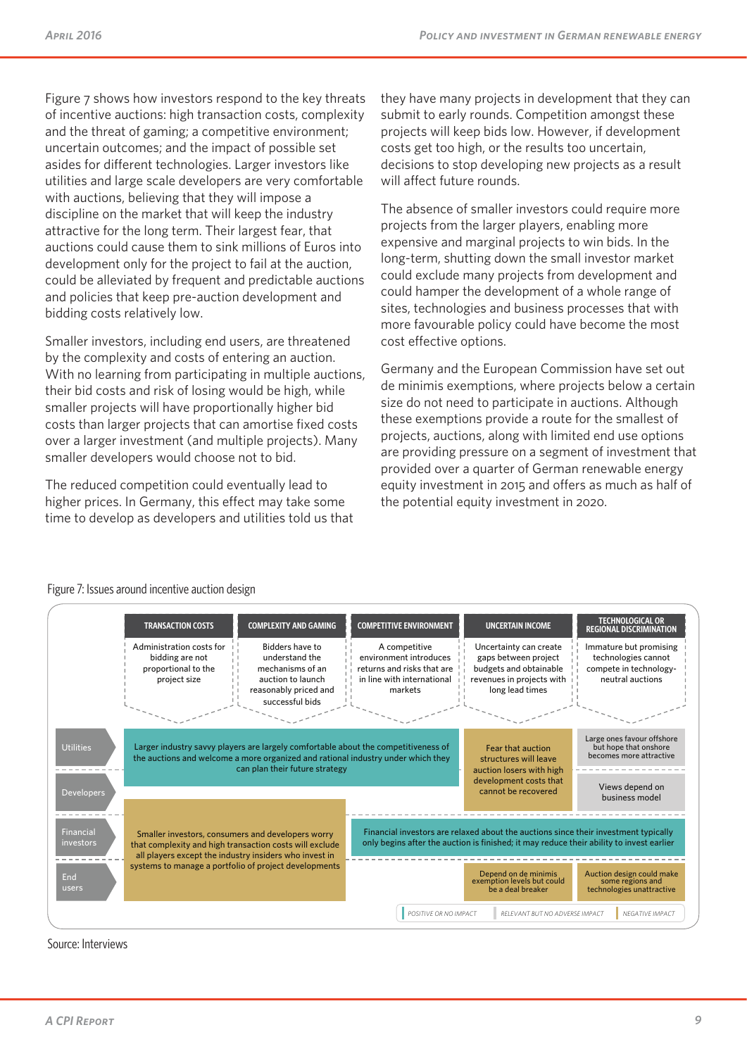Figure 7 shows how investors respond to the key threats of incentive auctions: high transaction costs, complexity and the threat of gaming; a competitive environment; uncertain outcomes; and the impact of possible set asides for different technologies. Larger investors like utilities and large scale developers are very comfortable with auctions, believing that they will impose a discipline on the market that will keep the industry attractive for the long term. Their largest fear, that auctions could cause them to sink millions of Euros into development only for the project to fail at the auction, could be alleviated by frequent and predictable auctions and policies that keep pre-auction development and bidding costs relatively low.

Smaller investors, including end users, are threatened by the complexity and costs of entering an auction. With no learning from participating in multiple auctions, their bid costs and risk of losing would be high, while smaller projects will have proportionally higher bid costs than larger projects that can amortise fixed costs over a larger investment (and multiple projects). Many smaller developers would choose not to bid.

The reduced competition could eventually lead to higher prices. In Germany, this effect may take some time to develop as developers and utilities told us that they have many projects in development that they can submit to early rounds. Competition amongst these projects will keep bids low. However, if development costs get too high, or the results too uncertain, decisions to stop developing new projects as a result will affect future rounds.

The absence of smaller investors could require more projects from the larger players, enabling more expensive and marginal projects to win bids. In the long-term, shutting down the small investor market could exclude many projects from development and could hamper the development of a whole range of sites, technologies and business processes that with more favourable policy could have become the most cost effective options.

Germany and the European Commission have set out de minimis exemptions, where projects below a certain size do not need to participate in auctions. Although these exemptions provide a route for the smallest of projects, auctions, along with limited end use options are providing pressure on a segment of investment that provided over a quarter of German renewable energy equity investment in 2015 and offers as much as half of the potential equity investment in 2020.

Figure 7: Issues around incentive auction design

TRANSACTION COSTS: Administration costs for bidding are not proportional to the project size

COMPLEXITY AND GAMING: Bidders have to understand the mechanisms of an auction to launch reasonably priced and successful bids

COMPETITIVE ENVIRONMENT: A competitive environment introduces returns and risks that are in line with international markets

UNCERTAIN INCOME: Uncertainty can create gaps between project budgets and obtainable revenues in projects with long lead times

TECHNOLOGICAL OR REGIONAL DISCRIMINATION: Immature but promising technologies cannot compete in technology-neutral auctions

Utilities / Developers (Transaction costs, Complexity and gaming, Competitive environment): Larger industry savvy players are largely comfortable about the competitiveness of the auctions and welcome a more organized and rational industry under which they can plan their future strategy

Utilities / Developers (Uncertain income): Fear that auction structures will leave auction losers with high development costs that cannot be recovered

Utilities (Technological or regional discrimination): Large ones favour offshore but hope that onshore becomes more attractive

Developers (Technological or regional discrimination): Views depend on business model

Developers / Financial investors / End users (Transaction costs, Complexity and gaming): Smaller investors, consumers and developers worry that complexity and high transaction costs will exclude all players except the industry insiders who invest in systems to manage a portfolio of project developments

Financial investors (Competitive environment, Uncertain income, Technological or regional discrimination): Financial investors are relaxed about the auctions since their investment typically only begins after the auction is finished; it may reduce their ability to invest earlier

End users (Uncertain income): Depend on de minimis exemption levels but could be a deal breaker

End users (Technological or regional discrimination): Auction design could make some regions and technologies unattractive

POSITIVE OR NO IMPACT | RELEVANT BUT NO ADVERSE IMPACT | NEGATIVE IMPACT

Source: Interviews